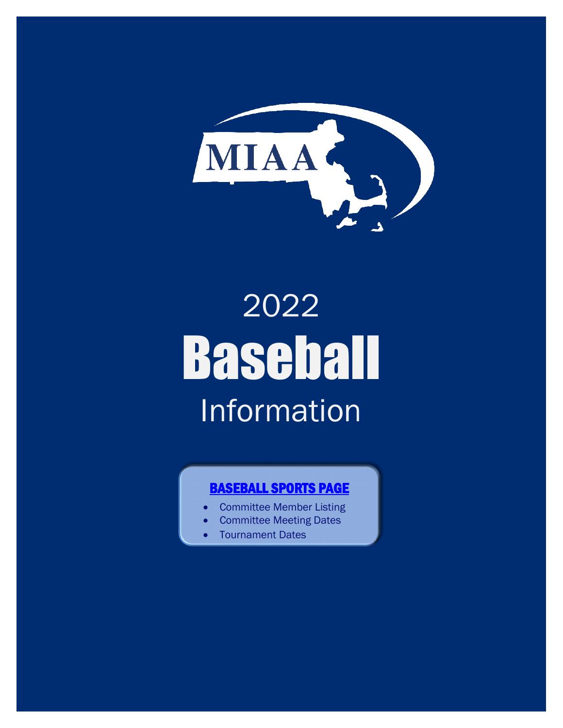MIAA

# 2022 Baseball Information

**BASEBALL SPORTS PAGE**

- Committee Member Listing
- Committee Meeting Dates
- Tournament Dates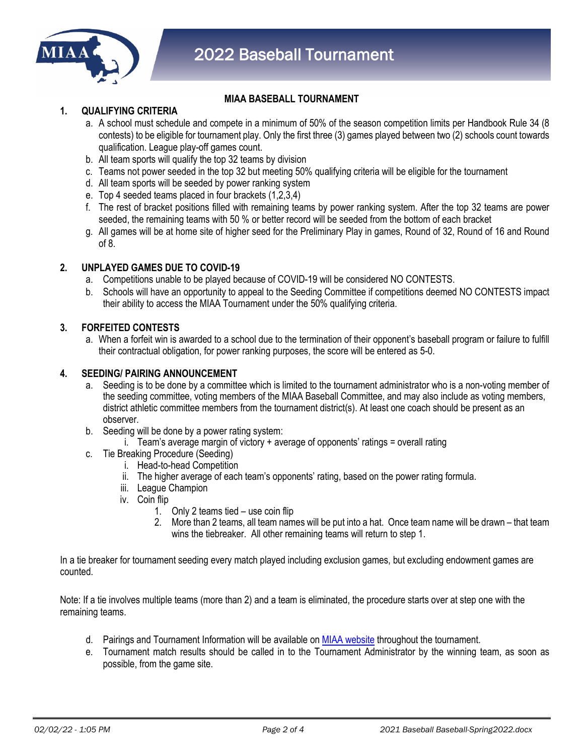# 2022 Baseball Tournament

## MIAA BASEBALL TOURNAMENT

### 1. QUALIFYING CRITERIA

a. A school must schedule and compete in a minimum of 50% of the season competition limits per Handbook Rule 34 (8 contests) to be eligible for tournament play. Only the first three (3) games played between two (2) schools count towards qualification. League play-off games count.

b. All team sports will qualify the top 32 teams by division

c. Teams not power seeded in the top 32 but meeting 50% qualifying criteria will be eligible for the tournament

d. All team sports will be seeded by power ranking system

e. Top 4 seeded teams placed in four brackets (1,2,3,4)

f. The rest of bracket positions filled with remaining teams by power ranking system. After the top 32 teams are power seeded, the remaining teams with 50 % or better record will be seeded from the bottom of each bracket

g. All games will be at home site of higher seed for the Preliminary Play in games, Round of 32, Round of 16 and Round of 8.

### 2. UNPLAYED GAMES DUE TO COVID-19

a. Competitions unable to be played because of COVID-19 will be considered NO CONTESTS.

b. Schools will have an opportunity to appeal to the Seeding Committee if competitions deemed NO CONTESTS impact their ability to access the MIAA Tournament under the 50% qualifying criteria.

### 3. FORFEITED CONTESTS

a. When a forfeit win is awarded to a school due to the termination of their opponent's baseball program or failure to fulfill their contractual obligation, for power ranking purposes, the score will be entered as 5-0.

### 4. SEEDING/ PAIRING ANNOUNCEMENT

a. Seeding is to be done by a committee which is limited to the tournament administrator who is a non-voting member of the seeding committee, voting members of the MIAA Baseball Committee, and may also include as voting members, district athletic committee members from the tournament district(s). At least one coach should be present as an observer.

b. Seeding will be done by a power rating system:
   i. Team's average margin of victory + average of opponents' ratings = overall rating

c. Tie Breaking Procedure (Seeding)
   i. Head-to-head Competition
   ii. The higher average of each team's opponents' rating, based on the power rating formula.
   iii. League Champion
   iv. Coin flip
      1. Only 2 teams tied – use coin flip
      2. More than 2 teams, all team names will be put into a hat. Once team name will be drawn – that team wins the tiebreaker. All other remaining teams will return to step 1.

In a tie breaker for tournament seeding every match played including exclusion games, but excluding endowment games are counted.

Note: If a tie involves multiple teams (more than 2) and a team is eliminated, the procedure starts over at step one with the remaining teams.

d. Pairings and Tournament Information will be available on MIAA website throughout the tournament.

e. Tournament match results should be called in to the Tournament Administrator by the winning team, as soon as possible, from the game site.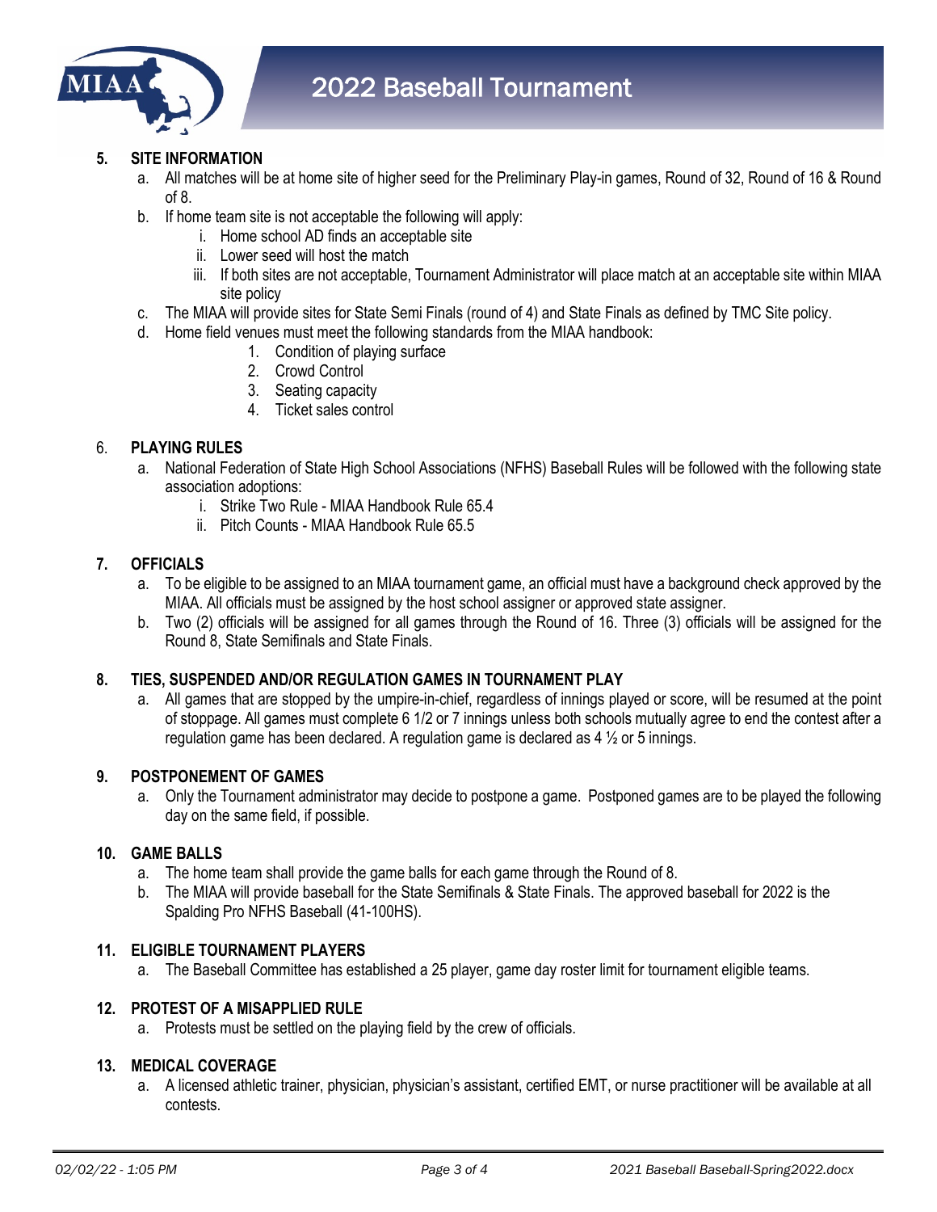### 5. SITE INFORMATION

a. All matches will be at home site of higher seed for the Preliminary Play-in games, Round of 32, Round of 16 & Round of 8.

b. If home team site is not acceptable the following will apply:
   i. Home school AD finds an acceptable site
   ii. Lower seed will host the match
   iii. If both sites are not acceptable, Tournament Administrator will place match at an acceptable site within MIAA site policy

c. The MIAA will provide sites for State Semi Finals (round of 4) and State Finals as defined by TMC Site policy.

d. Home field venues must meet the following standards from the MIAA handbook:
   1. Condition of playing surface
   2. Crowd Control
   3. Seating capacity
   4. Ticket sales control

### 6. PLAYING RULES

a. National Federation of State High School Associations (NFHS) Baseball Rules will be followed with the following state association adoptions:
   i. Strike Two Rule - MIAA Handbook Rule 65.4
   ii. Pitch Counts - MIAA Handbook Rule 65.5

### 7. OFFICIALS

a. To be eligible to be assigned to an MIAA tournament game, an official must have a background check approved by the MIAA. All officials must be assigned by the host school assigner or approved state assigner.

b. Two (2) officials will be assigned for all games through the Round of 16. Three (3) officials will be assigned for the Round 8, State Semifinals and State Finals.

### 8. TIES, SUSPENDED AND/OR REGULATION GAMES IN TOURNAMENT PLAY

a. All games that are stopped by the umpire-in-chief, regardless of innings played or score, will be resumed at the point of stoppage. All games must complete 6 1/2 or 7 innings unless both schools mutually agree to end the contest after a regulation game has been declared. A regulation game is declared as 4 ½ or 5 innings.

### 9. POSTPONEMENT OF GAMES

a. Only the Tournament administrator may decide to postpone a game. Postponed games are to be played the following day on the same field, if possible.

### 10. GAME BALLS

a. The home team shall provide the game balls for each game through the Round of 8.

b. The MIAA will provide baseball for the State Semifinals & State Finals. The approved baseball for 2022 is the Spalding Pro NFHS Baseball (41-100HS).

### 11. ELIGIBLE TOURNAMENT PLAYERS

a. The Baseball Committee has established a 25 player, game day roster limit for tournament eligible teams.

### 12. PROTEST OF A MISAPPLIED RULE

a. Protests must be settled on the playing field by the crew of officials.

### 13. MEDICAL COVERAGE

a. A licensed athletic trainer, physician, physician's assistant, certified EMT, or nurse practitioner will be available at all contests.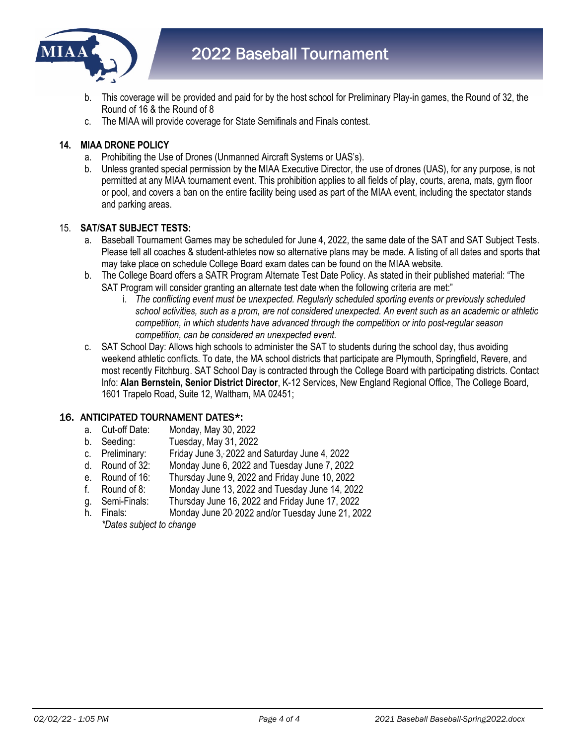b. This coverage will be provided and paid for by the host school for Preliminary Play-in games, the Round of 32, the Round of 16 & the Round of 8
c. The MIAA will provide coverage for State Semifinals and Finals contest.

**14. MIAA DRONE POLICY**

a. Prohibiting the Use of Drones (Unmanned Aircraft Systems or UAS's).
b. Unless granted special permission by the MIAA Executive Director, the use of drones (UAS), for any purpose, is not permitted at any MIAA tournament event. This prohibition applies to all fields of play, courts, arena, mats, gym floor or pool, and covers a ban on the entire facility being used as part of the MIAA event, including the spectator stands and parking areas.

15. **SAT/SAT SUBJECT TESTS:**

a. Baseball Tournament Games may be scheduled for June 4, 2022, the same date of the SAT and SAT Subject Tests. Please tell all coaches & student-athletes now so alternative plans may be made. A listing of all dates and sports that may take place on schedule College Board exam dates can be found on the MIAA website.
b. The College Board offers a SATR Program Alternate Test Date Policy. As stated in their published material: "The SAT Program will consider granting an alternate test date when the following criteria are met:"
   i. *The conflicting event must be unexpected. Regularly scheduled sporting events or previously scheduled school activities, such as a prom, are not considered unexpected. An event such as an academic or athletic competition, in which students have advanced through the competition or into post-regular season competition, can be considered an unexpected event.*
c. SAT School Day: Allows high schools to administer the SAT to students during the school day, thus avoiding weekend athletic conflicts. To date, the MA school districts that participate are Plymouth, Springfield, Revere, and most recently Fitchburg. SAT School Day is contracted through the College Board with participating districts. Contact Info: **Alan Bernstein, Senior District Director**, K-12 Services, New England Regional Office, The College Board, 1601 Trapelo Road, Suite 12, Waltham, MA 02451;

**16. ANTICIPATED TOURNAMENT DATES*:**

a. Cut-off Date: Monday, May 30, 2022
b. Seeding: Tuesday, May 31, 2022
c. Preliminary: Friday June 3, 2022 and Saturday June 4, 2022
d. Round of 32: Monday June 6, 2022 and Tuesday June 7, 2022
e. Round of 16: Thursday June 9, 2022 and Friday June 10, 2022
f. Round of 8: Monday June 13, 2022 and Tuesday June 14, 2022
g. Semi-Finals: Thursday June 16, 2022 and Friday June 17, 2022
h. Finals: Monday June 20 2022 and/or Tuesday June 21, 2022

*\*Dates subject to change*